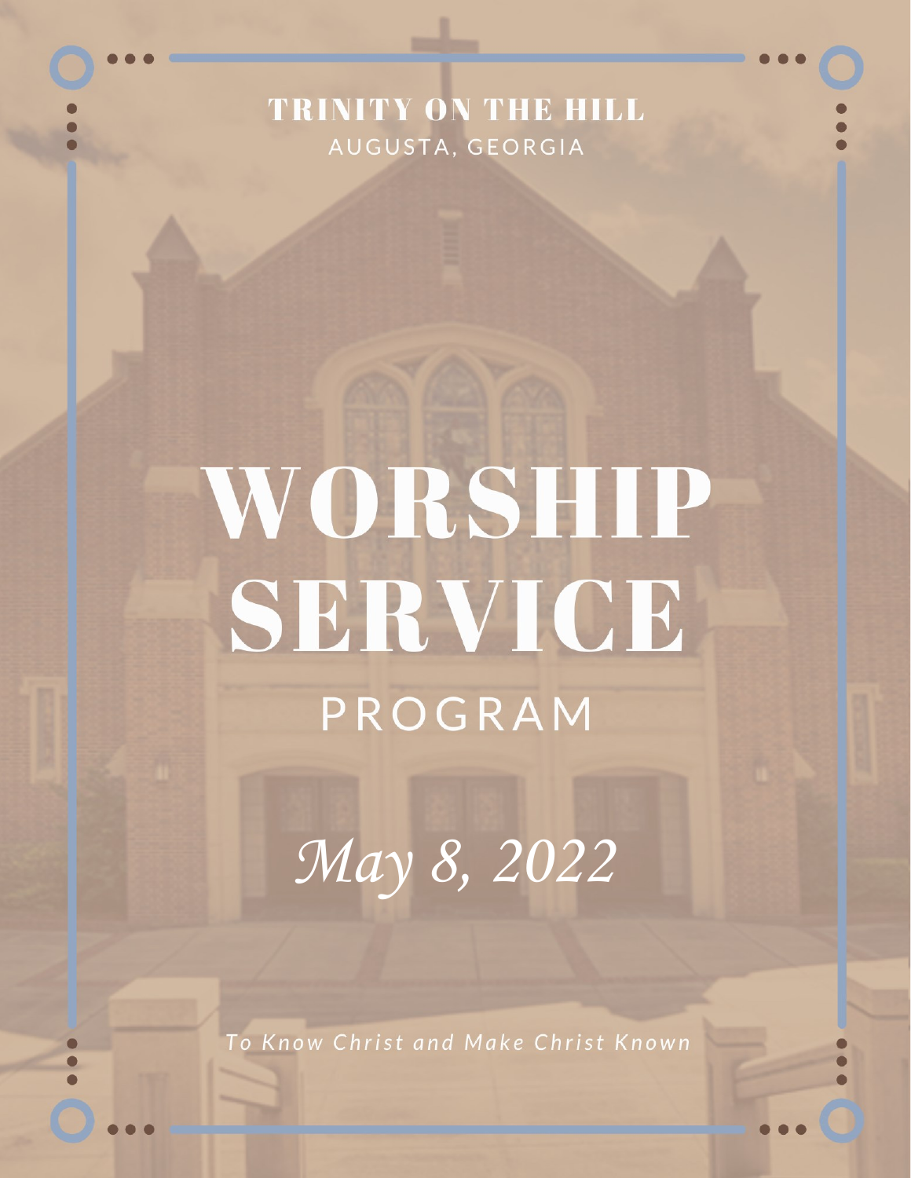TRINITY ON THE HILL

AUGUSTA, GEORGIA

# WORSHIP SERVICE

## PROGRAM

*May 8, 2022*

*To Know Christ and Make Christ Known*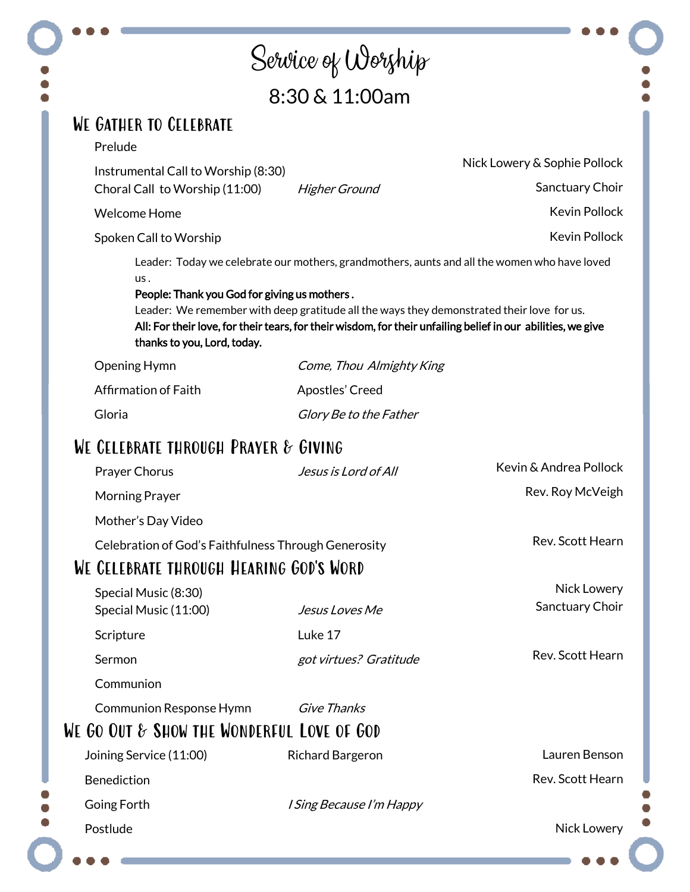# Service of Worship

## 8:30 & 11:00am

## We Gather to Celebrate

| | | |
|---|---|---|
| Prelude | | |
| Instrumental Call to Worship (8:30) | | Nick Lowery & Sophie Pollock |
| Choral Call to Worship (11:00) | *Higher Ground* | Sanctuary Choir |
| Welcome Home | | Kevin Pollock |
| Spoken Call to Worship | | Kevin Pollock |

Leader: Today we celebrate our mothers, grandmothers, aunts and all the women who have loved us .

**People: Thank you God for giving us mothers .**

Leader: We remember with deep gratitude all the ways they demonstrated their love for us.

**All: For their love, for their tears, for their wisdom, for their unfailing belief in our abilities, we give thanks to you, Lord, today.**

| | | |
|---|---|---|
| Opening Hymn | *Come, Thou Almighty King* | |
| Affirmation of Faith | Apostles' Creed | |
| Gloria | *Glory Be to the Father* | |

## We Celebrate through Prayer & Giving

| | | |
|---|---|---|
| Prayer Chorus | *Jesus is Lord of All* | Kevin & Andrea Pollock |
| Morning Prayer | | Rev. Roy McVeigh |
| Mother's Day Video | | |
| Celebration of God's Faithfulness Through Generosity | | Rev. Scott Hearn |

## We Celebrate through Hearing God's Word

| | | |
|---|---|---|
| Special Music (8:30) | | Nick Lowery |
| Special Music (11:00) | *Jesus Loves Me* | Sanctuary Choir |
| Scripture | Luke 17 | |
| Sermon | *got virtues? Gratitude* | Rev. Scott Hearn |
| Communion | | |
| Communion Response Hymn | *Give Thanks* | |

## We Go Out & Show the Wonderful Love of God

| | | |
|---|---|---|
| Joining Service (11:00) | Richard Bargeron | Lauren Benson |
| Benediction | | Rev. Scott Hearn |
| Going Forth | *I Sing Because I'm Happy* | |
| Postlude | | Nick Lowery |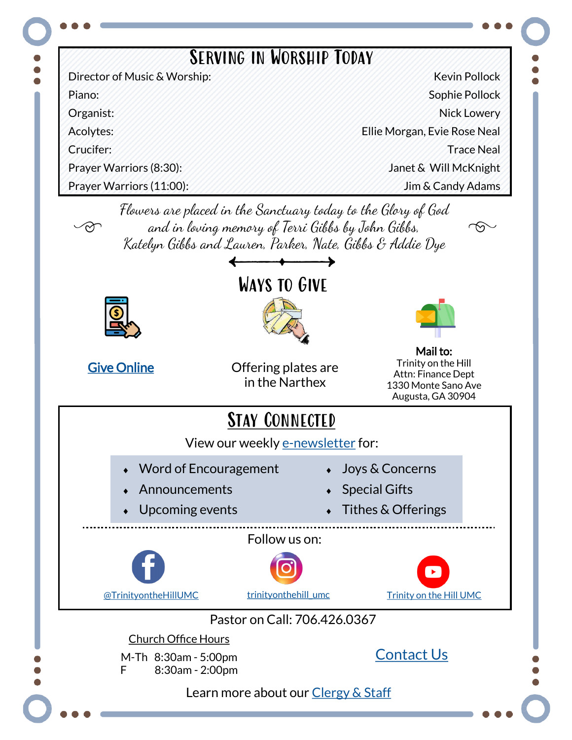## Serving in Worship Today

| | |
|---|---|
| Director of Music & Worship: | Kevin Pollock |
| Piano: | Sophie Pollock |
| Organist: | Nick Lowery |
| Acolytes: | Ellie Morgan, Evie Rose Neal |
| Crucifer: | Trace Neal |
| Prayer Warriors (8:30): | Janet & Will McKnight |
| Prayer Warriors (11:00): | Jim & Candy Adams |

*Flowers are placed in the Sanctuary today to the Glory of God and in loving memory of Terri Gibbs by John Gibbs, Katelyn Gibbs and Lauren, Parker, Nate, Gibbs & Addie Dye*

## Ways to Give

Give Online

Offering plates are in the Narthex

**Mail to:**
Trinity on the Hill
Attn: Finance Dept
1330 Monte Sano Ave
Augusta, GA 30904

## Stay Connected

View our weekly e-newsletter for:

- Word of Encouragement
- Announcements
- Upcoming events
- Joys & Concerns
- Special Gifts
- Tithes & Offerings

Follow us on:

@TrinityontheHillUMC

trinityonthehill_umc

Trinity on the Hill UMC

Pastor on Call: 706.426.0367

Church Office Hours

M-Th 8:30am - 5:00pm
F 8:30am - 2:00pm

Contact Us

Learn more about our Clergy & Staff